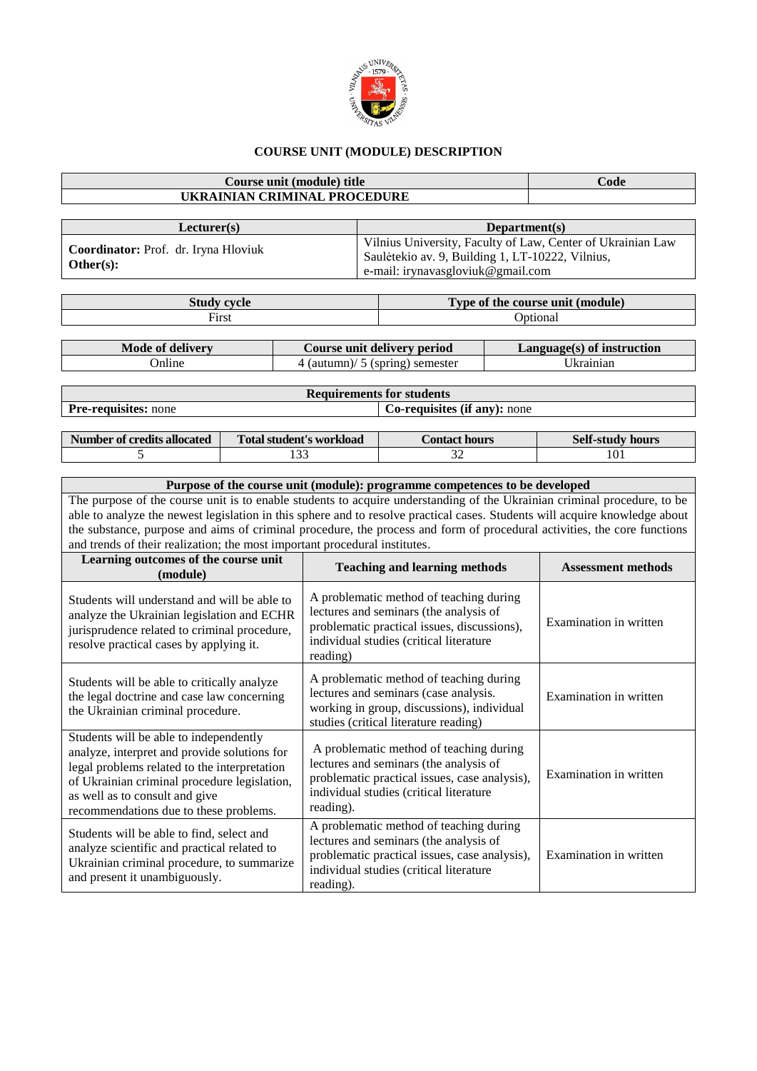# COURSE UNIT (MODULE) DESCRIPTION

| Course unit (module) title | Code |
|---|---|
| UKRAINIAN CRIMINAL PROCEDURE | |

| Lecturer(s) | Department(s) |
|---|---|
| **Coordinator:** Prof. dr. Iryna Hloviuk<br>**Other(s):** | Vilnius University, Faculty of Law, Center of Ukrainian Law<br>Saulėtekio av. 9, Building 1, LT-10222, Vilnius,<br>e-mail: irynavasgloviuk@gmail.com |

| Study cycle | Type of the course unit (module) |
|---|---|
| First | Optional |

| Mode of delivery | Course unit delivery period | Language(s) of instruction |
|---|---|---|
| Online | 4 (autumn)/ 5 (spring) semester | Ukrainian |

| Requirements for students | |
|---|---|
| **Pre-requisites:** none | **Co-requisites (if any):** none |

| Number of credits allocated | Total student's workload | Contact hours | Self-study hours |
|---|---|---|---|
| 5 | 133 | 32 | 101 |

| Purpose of the course unit (module): programme competences to be developed | | |
|---|---|---|
| The purpose of the course unit is to enable students to acquire understanding of the Ukrainian criminal procedure, to be able to analyze the newest legislation in this sphere and to resolve practical cases. Students will acquire knowledge about the substance, purpose and aims of criminal procedure, the process and form of procedural activities, the core functions and trends of their realization; the most important procedural institutes. | | |
| **Learning outcomes of the course unit (module)** | **Teaching and learning methods** | **Assessment methods** |
| Students will understand and will be able to analyze the Ukrainian legislation and ECHR jurisprudence related to criminal procedure, resolve practical cases by applying it. | A problematic method of teaching during lectures and seminars (the analysis of problematic practical issues, discussions), individual studies (critical literature reading) | Examination in written |
| Students will be able to critically analyze the legal doctrine and case law concerning the Ukrainian criminal procedure. | A problematic method of teaching during lectures and seminars (case analysis. working in group, discussions), individual studies (critical literature reading) | Examination in written |
| Students will be able to independently analyze, interpret and provide solutions for legal problems related to the interpretation of Ukrainian criminal procedure legislation, as well as to consult and give recommendations due to these problems. | A problematic method of teaching during lectures and seminars (the analysis of problematic practical issues, case analysis), individual studies (critical literature reading). | Examination in written |
| Students will be able to find, select and analyze scientific and practical related to Ukrainian criminal procedure, to summarize and present it unambiguously. | A problematic method of teaching during lectures and seminars (the analysis of problematic practical issues, case analysis), individual studies (critical literature reading). | Examination in written |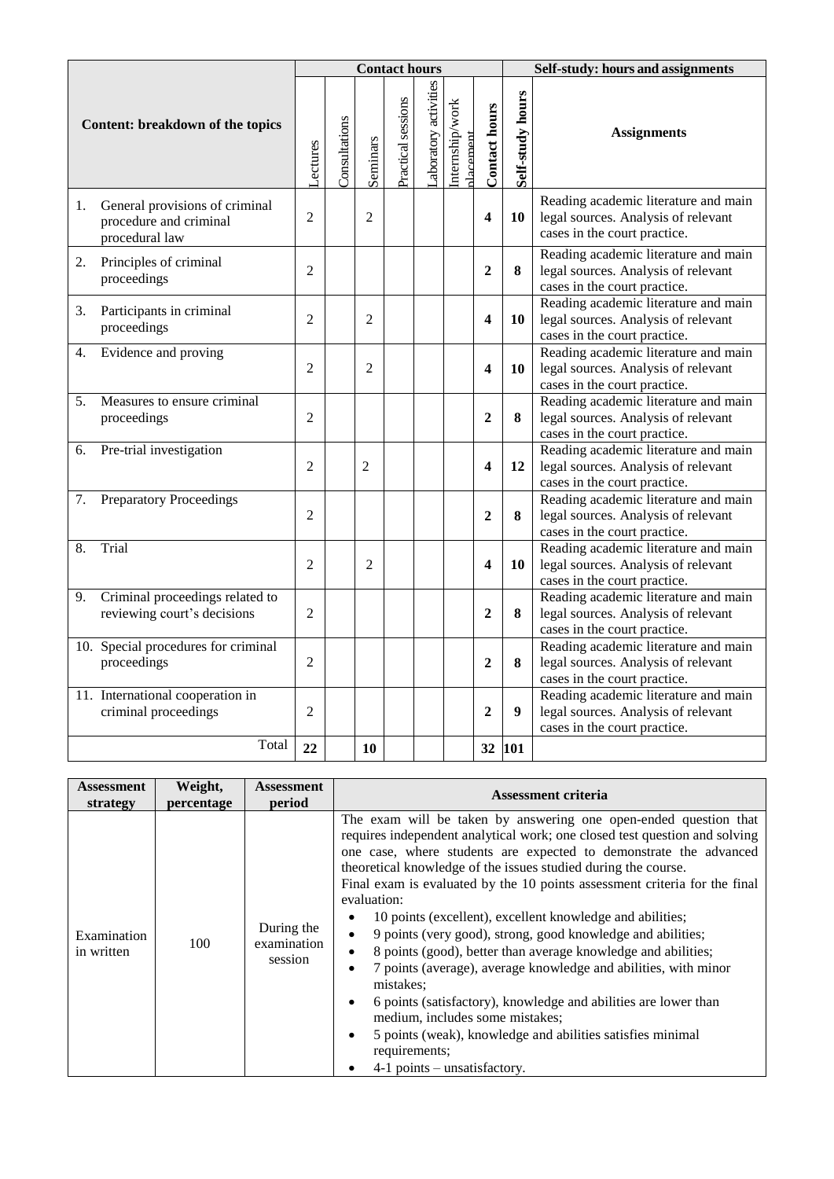| Content: breakdown of the topics | Contact hours | | | | | | | Self-study: hours and assignments | |
|---|---|---|---|---|---|---|---|---|---|
| | Lectures | Consultations | Seminars | Practical sessions | Laboratory activities | Internship/work placement | **Contact hours** | **Self-study hours** | **Assignments** |
| 1. General provisions of criminal procedure and criminal procedural law | 2 | | 2 | | | | **4** | **10** | Reading academic literature and main legal sources. Analysis of relevant cases in the court practice. |
| 2. Principles of criminal proceedings | 2 | | | | | | **2** | **8** | Reading academic literature and main legal sources. Analysis of relevant cases in the court practice. |
| 3. Participants in criminal proceedings | 2 | | 2 | | | | **4** | **10** | Reading academic literature and main legal sources. Analysis of relevant cases in the court practice. |
| 4. Evidence and proving | 2 | | 2 | | | | **4** | **10** | Reading academic literature and main legal sources. Analysis of relevant cases in the court practice. |
| 5. Measures to ensure criminal proceedings | 2 | | | | | | **2** | **8** | Reading academic literature and main legal sources. Analysis of relevant cases in the court practice. |
| 6. Pre-trial investigation | 2 | | 2 | | | | **4** | **12** | Reading academic literature and main legal sources. Analysis of relevant cases in the court practice. |
| 7. Preparatory Proceedings | 2 | | | | | | **2** | **8** | Reading academic literature and main legal sources. Analysis of relevant cases in the court practice. |
| 8. Trial | 2 | | 2 | | | | **4** | **10** | Reading academic literature and main legal sources. Analysis of relevant cases in the court practice. |
| 9. Criminal proceedings related to reviewing court's decisions | 2 | | | | | | **2** | **8** | Reading academic literature and main legal sources. Analysis of relevant cases in the court practice. |
| 10. Special procedures for criminal proceedings | 2 | | | | | | **2** | **8** | Reading academic literature and main legal sources. Analysis of relevant cases in the court practice. |
| 11. International cooperation in criminal proceedings | 2 | | | | | | **2** | **9** | Reading academic literature and main legal sources. Analysis of relevant cases in the court practice. |
| Total | **22** | | **10** | | | | **32** | **101** | |

| Assessment strategy | Weight, percentage | Assessment period | Assessment criteria |
|---|---|---|---|
| Examination in written | 100 | During the examination session | The exam will be taken by answering one open-ended question that requires independent analytical work; one closed test question and solving one case, where students are expected to demonstrate the advanced theoretical knowledge of the issues studied during the course. Final exam is evaluated by the 10 points assessment criteria for the final evaluation: <br>• 10 points (excellent), excellent knowledge and abilities; <br>• 9 points (very good), strong, good knowledge and abilities; <br>• 8 points (good), better than average knowledge and abilities; <br>• 7 points (average), average knowledge and abilities, with minor mistakes; <br>• 6 points (satisfactory), knowledge and abilities are lower than medium, includes some mistakes; <br>• 5 points (weak), knowledge and abilities satisfies minimal requirements; <br>• 4-1 points – unsatisfactory. |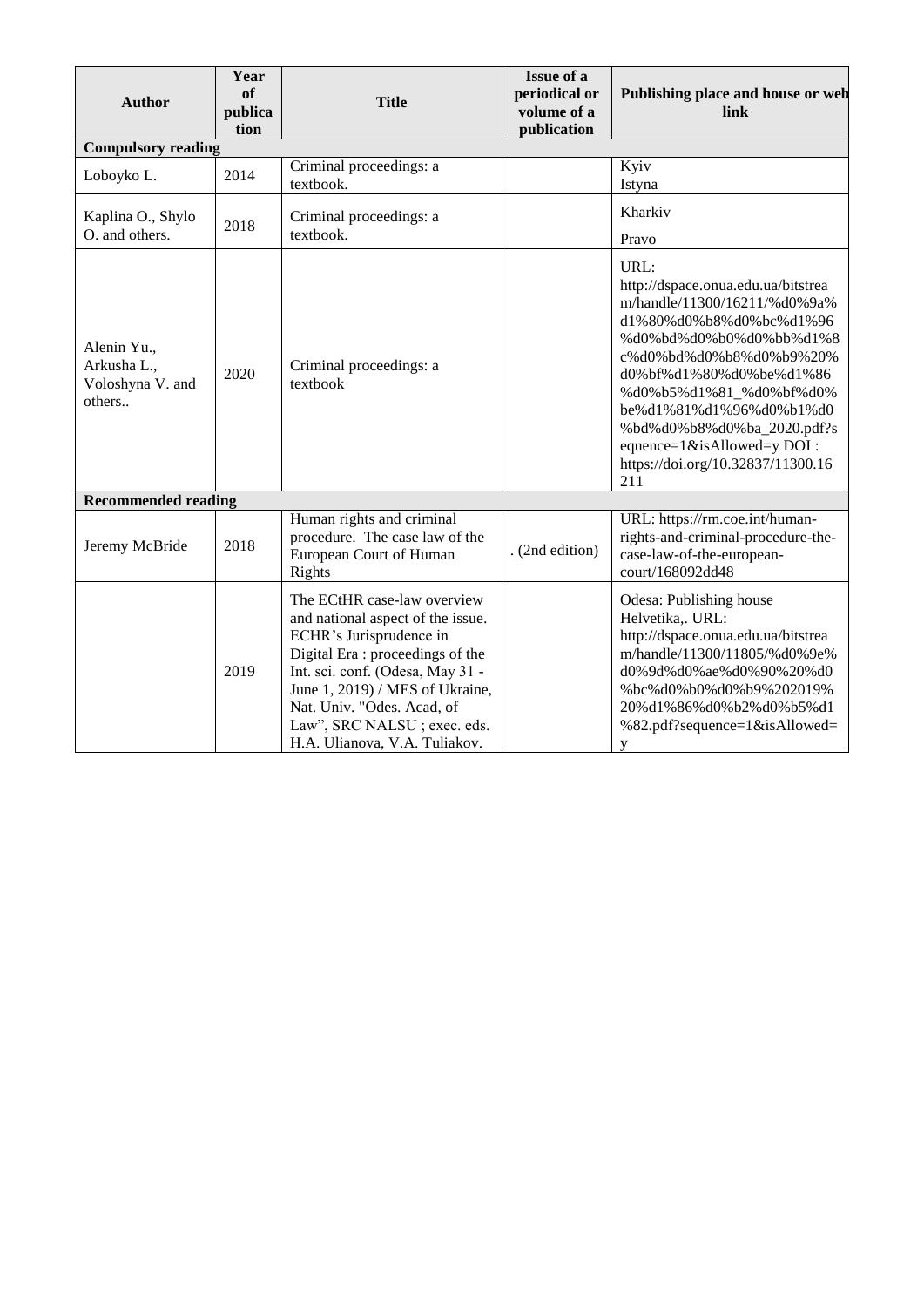| Author | Year of publication | Title | Issue of a periodical or volume of a publication | Publishing place and house or web link |
|---|---|---|---|---|
| **Compulsory reading** | | | | |
| Loboyko L. | 2014 | Criminal proceedings: a textbook. | | Kyiv Istyna |
| Kaplina O., Shylo O. and others. | 2018 | Criminal proceedings: a textbook. | | Kharkiv Pravo |
| Alenin Yu., Arkusha L., Voloshyna V. and others.. | 2020 | Criminal proceedings: a textbook | | URL: http://dspace.onua.edu.ua/bitstream/handle/11300/16211/%d0%9a%d1%80%d0%b8%d0%bc%d1%96%d0%bd%d0%b0%d0%bb%d1%8c%d0%bd%d0%b8%d0%b9%20%d0%bf%d1%80%d0%be%d1%86%d0%b5%d1%81_%d0%bf%d0%be%d1%81%d1%96%d0%b1%d0%bd%d0%b8%d0%ba_2020.pdf?sequence=1&isAllowed=y DOI : https://doi.org/10.32837/11300.16211 |
| **Recommended reading** | | | | |
| Jeremy McBride | 2018 | Human rights and criminal procedure. The case law of the European Court of Human Rights | . (2nd edition) | URL: https://rm.coe.int/human-rights-and-criminal-procedure-the-case-law-of-the-european-court/168092dd48 |
| | 2019 | The ECtHR case-law overview and national aspect of the issue. ECHR's Jurisprudence in Digital Era : proceedings of the Int. sci. conf. (Odesa, May 31 - June 1, 2019) / MES of Ukraine, Nat. Univ. "Odes. Acad, of Law", SRC NALSU ; exec. eds. H.A. Ulianova, V.A. Tuliakov. | | Odesa: Publishing house Helvetika,. URL: http://dspace.onua.edu.ua/bitstream/handle/11300/11805/%d0%9e%d0%9d%d0%ae%d0%90%20%d0%bc%d0%b0%d0%b9%202019%20%d1%86%d0%b2%d0%b5%d1%82.pdf?sequence=1&isAllowed=y |